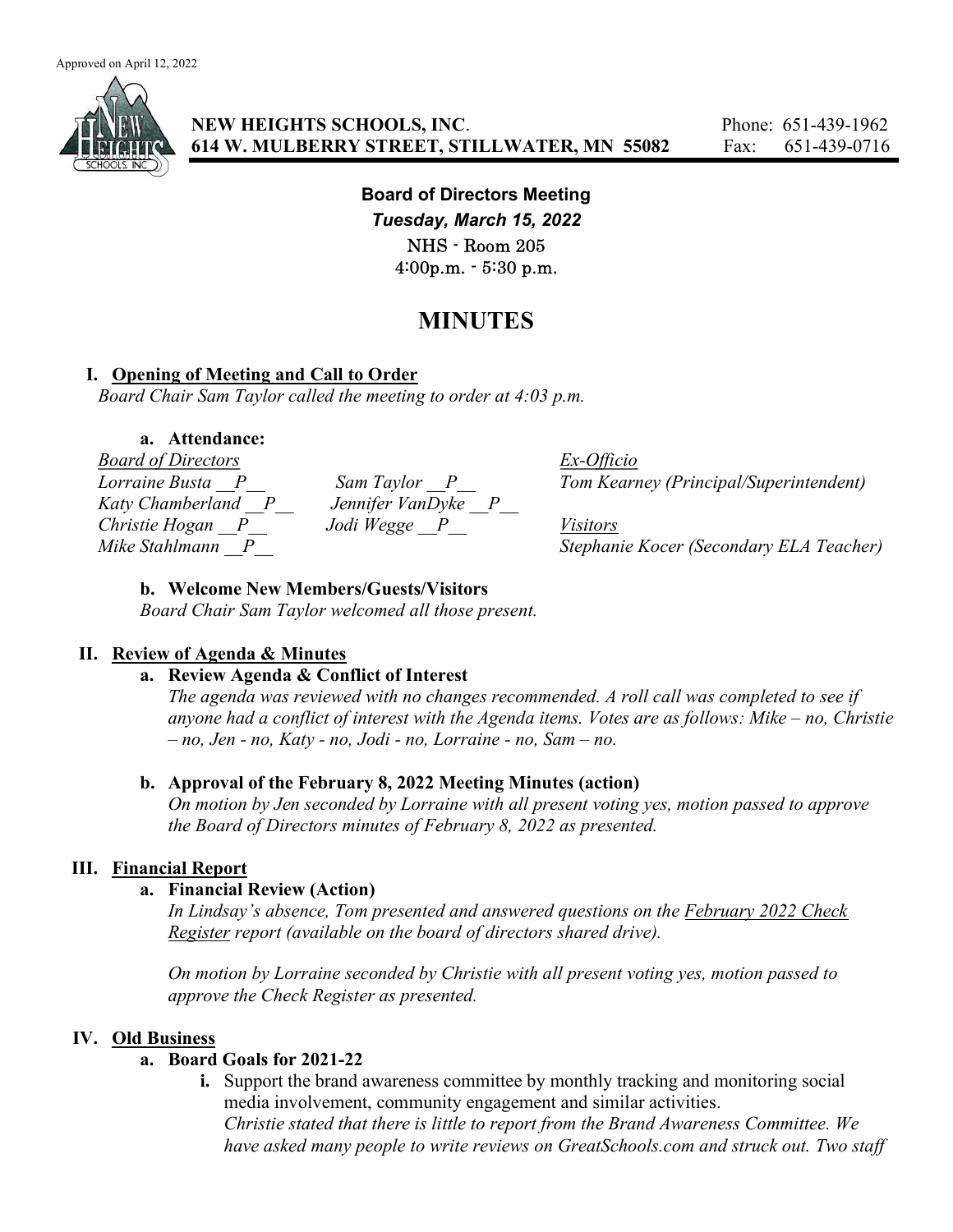Approved on April 12, 2022

**NEW HEIGHTS SCHOOLS, INC.**
**614 W. MULBERRY STREET, STILLWATER, MN 55082**

Phone: 651-439-1962
Fax: 651-439-0716

**Board of Directors Meeting**

***Tuesday, March 15, 2022***

NHS - Room 205

4:00p.m. - 5:30 p.m.

# MINUTES

## I. Opening of Meeting and Call to Order

*Board Chair Sam Taylor called the meeting to order at 4:03 p.m.*

### a. Attendance:

*Board of Directors*

*Lorraine Busta __P__*
*Katy Chamberland __P__*
*Christie Hogan __P__*
*Mike Stahlmann __P__*
*Sam Taylor __P__*
*Jennifer VanDyke __P__*
*Jodi Wegge __P__*

*Ex-Officio*

*Tom Kearney (Principal/Superintendent)*

*Visitors*

*Stephanie Kocer (Secondary ELA Teacher)*

### b. Welcome New Members/Guests/Visitors

*Board Chair Sam Taylor welcomed all those present.*

## II. Review of Agenda & Minutes

### a. Review Agenda & Conflict of Interest

*The agenda was reviewed with no changes recommended. A roll call was completed to see if anyone had a conflict of interest with the Agenda items. Votes are as follows: Mike – no, Christie – no, Jen - no, Katy - no, Jodi - no, Lorraine - no, Sam – no.*

### b. Approval of the February 8, 2022 Meeting Minutes (action)

*On motion by Jen seconded by Lorraine with all present voting yes, motion passed to approve the Board of Directors minutes of February 8, 2022 as presented.*

## III. Financial Report

### a. Financial Review (Action)

*In Lindsay's absence, Tom presented and answered questions on the February 2022 Check Register report (available on the board of directors shared drive).*

*On motion by Lorraine seconded by Christie with all present voting yes, motion passed to approve the Check Register as presented.*

## IV. Old Business

### a. Board Goals for 2021-22

**i.** Support the brand awareness committee by monthly tracking and monitoring social media involvement, community engagement and similar activities.
*Christie stated that there is little to report from the Brand Awareness Committee. We have asked many people to write reviews on GreatSchools.com and struck out. Two staff*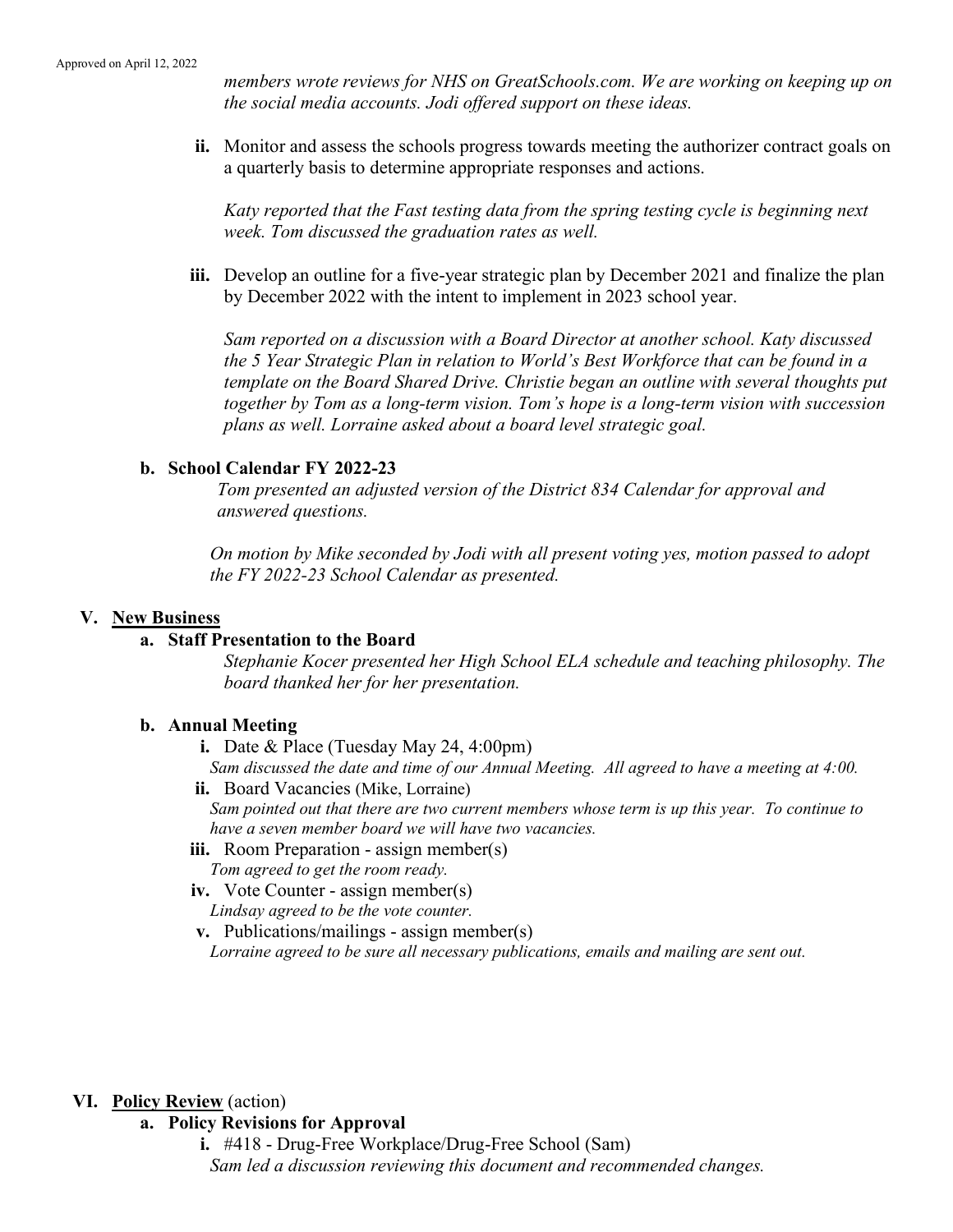*members wrote reviews for NHS on GreatSchools.com. We are working on keeping up on the social media accounts. Jodi offered support on these ideas.*

**ii.** Monitor and assess the schools progress towards meeting the authorizer contract goals on a quarterly basis to determine appropriate responses and actions.

*Katy reported that the Fast testing data from the spring testing cycle is beginning next week. Tom discussed the graduation rates as well.*

**iii.** Develop an outline for a five-year strategic plan by December 2021 and finalize the plan by December 2022 with the intent to implement in 2023 school year.

*Sam reported on a discussion with a Board Director at another school. Katy discussed the 5 Year Strategic Plan in relation to World's Best Workforce that can be found in a template on the Board Shared Drive. Christie began an outline with several thoughts put together by Tom as a long-term vision. Tom's hope is a long-term vision with succession plans as well. Lorraine asked about a board level strategic goal.*

**b. School Calendar FY 2022-23**

*Tom presented an adjusted version of the District 834 Calendar for approval and answered questions.*

*On motion by Mike seconded by Jodi with all present voting yes, motion passed to adopt the FY 2022-23 School Calendar as presented.*

## V. New Business

**a. Staff Presentation to the Board**

*Stephanie Kocer presented her High School ELA schedule and teaching philosophy. The board thanked her for her presentation.*

**b. Annual Meeting**

**i.** Date & Place (Tuesday May 24, 4:00pm)
*Sam discussed the date and time of our Annual Meeting. All agreed to have a meeting at 4:00.*

**ii.** Board Vacancies (Mike, Lorraine)
*Sam pointed out that there are two current members whose term is up this year. To continue to have a seven member board we will have two vacancies.*

**iii.** Room Preparation - assign member(s)
*Tom agreed to get the room ready.*

**iv.** Vote Counter - assign member(s)
*Lindsay agreed to be the vote counter.*

**v.** Publications/mailings - assign member(s)
*Lorraine agreed to be sure all necessary publications, emails and mailing are sent out.*

## VI. Policy Review (action)

**a. Policy Revisions for Approval**

**i.** #418 - Drug-Free Workplace/Drug-Free School (Sam)
*Sam led a discussion reviewing this document and recommended changes.*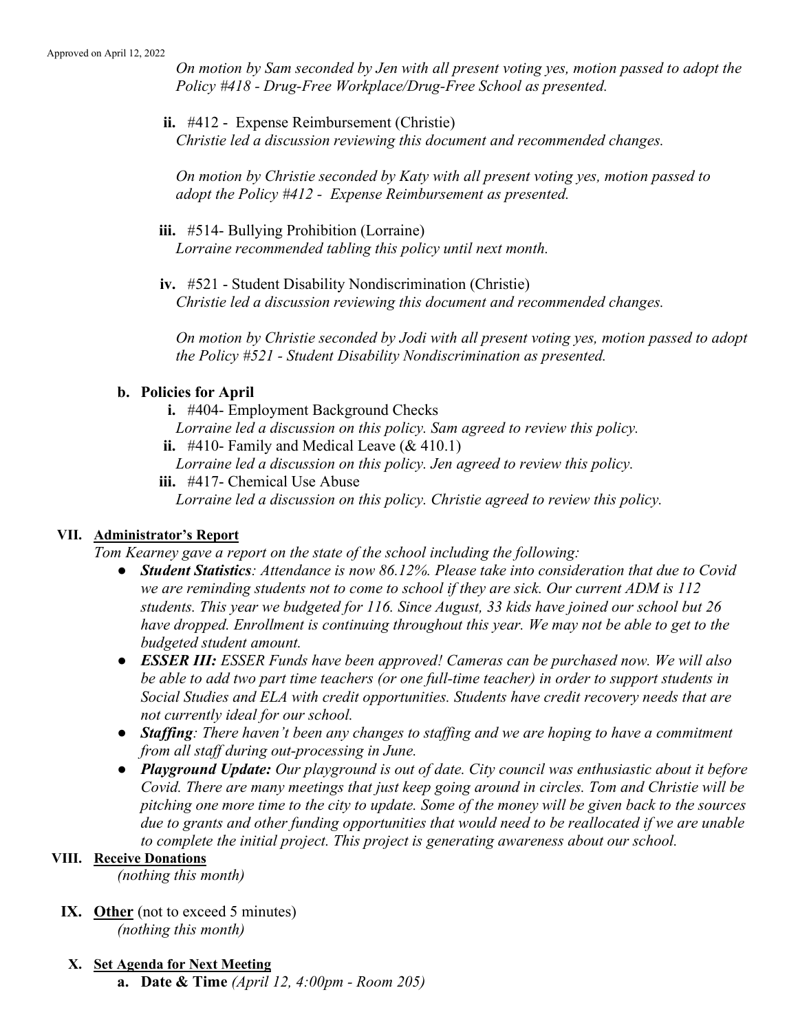*On motion by Sam seconded by Jen with all present voting yes, motion passed to adopt the Policy #418 - Drug-Free Workplace/Drug-Free School as presented.*

**ii.** #412 - Expense Reimbursement (Christie)
*Christie led a discussion reviewing this document and recommended changes.*

*On motion by Christie seconded by Katy with all present voting yes, motion passed to adopt the Policy #412 - Expense Reimbursement as presented.*

**iii.** #514- Bullying Prohibition (Lorraine)
*Lorraine recommended tabling this policy until next month.*

**iv.** #521 - Student Disability Nondiscrimination (Christie)
*Christie led a discussion reviewing this document and recommended changes.*

*On motion by Christie seconded by Jodi with all present voting yes, motion passed to adopt the Policy #521 - Student Disability Nondiscrimination as presented.*

**b. Policies for April**

**i.** #404- Employment Background Checks
*Lorraine led a discussion on this policy. Sam agreed to review this policy.*

**ii.** #410- Family and Medical Leave (& 410.1)
*Lorraine led a discussion on this policy. Jen agreed to review this policy.*

**iii.** #417- Chemical Use Abuse
*Lorraine led a discussion on this policy. Christie agreed to review this policy.*

## VII. Administrator's Report

*Tom Kearney gave a report on the state of the school including the following:*

- ***Student Statistics**: Attendance is now 86.12%. Please take into consideration that due to Covid we are reminding students not to come to school if they are sick. Our current ADM is 112 students. This year we budgeted for 116. Since August, 33 kids have joined our school but 26 have dropped. Enrollment is continuing throughout this year. We may not be able to get to the budgeted student amount.*
- ***ESSER III:** ESSER Funds have been approved! Cameras can be purchased now. We will also be able to add two part time teachers (or one full-time teacher) in order to support students in Social Studies and ELA with credit opportunities. Students have credit recovery needs that are not currently ideal for our school.*
- ***Staffing**: There haven't been any changes to staffing and we are hoping to have a commitment from all staff during out-processing in June.*
- ***Playground Update:** Our playground is out of date. City council was enthusiastic about it before Covid. There are many meetings that just keep going around in circles. Tom and Christie will be pitching one more time to the city to update. Some of the money will be given back to the sources due to grants and other funding opportunities that would need to be reallocated if we are unable to complete the initial project. This project is generating awareness about our school.*

## VIII. Receive Donations

*(nothing this month)*

## IX. Other (not to exceed 5 minutes)

*(nothing this month)*

## X. Set Agenda for Next Meeting

**a. Date & Time** *(April 12, 4:00pm - Room 205)*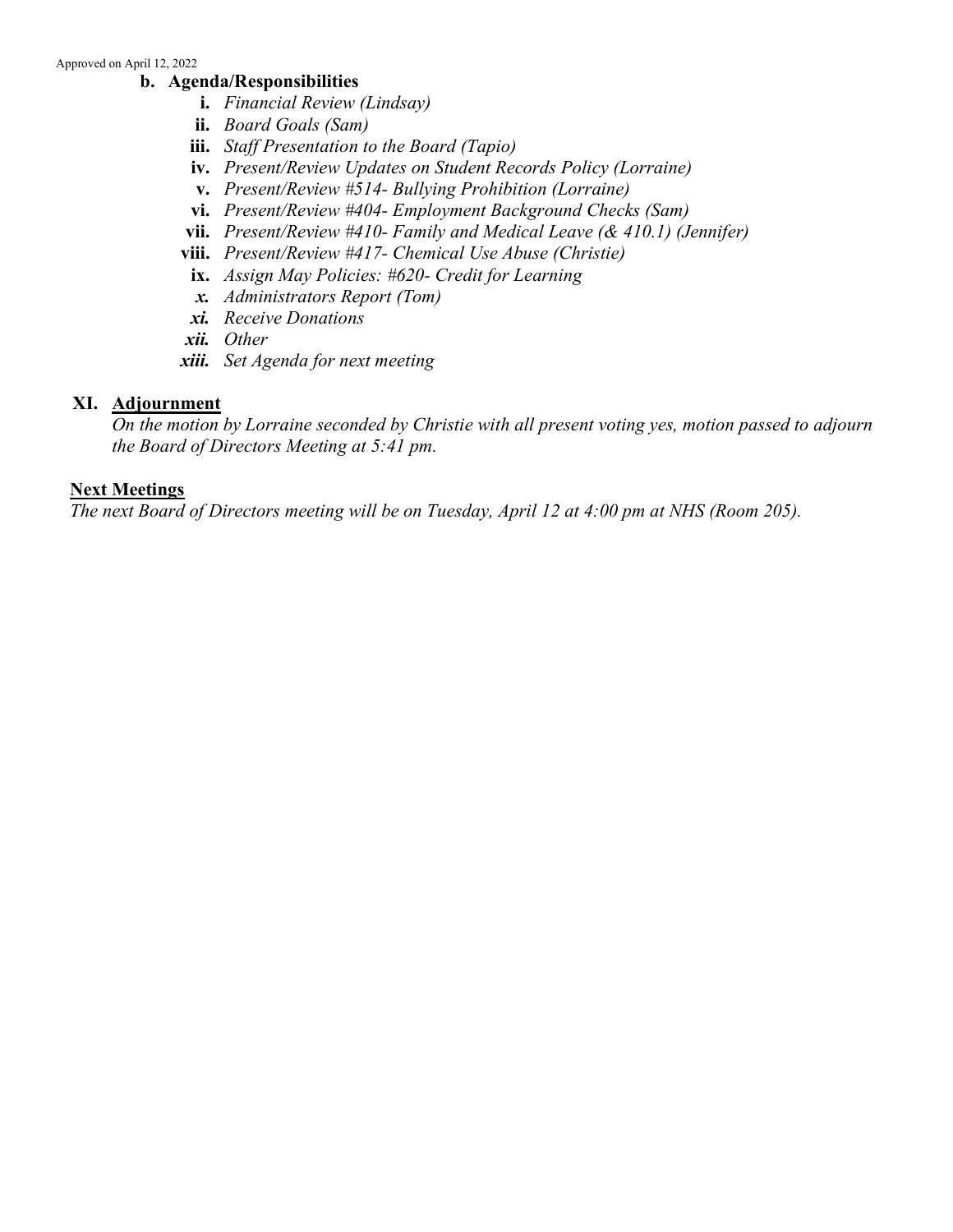Approved on April 12, 2022

**b. Agenda/Responsibilities**

- **i.** *Financial Review (Lindsay)*
- **ii.** *Board Goals (Sam)*
- **iii.** *Staff Presentation to the Board (Tapio)*
- **iv.** *Present/Review Updates on Student Records Policy (Lorraine)*
- **v.** *Present/Review #514- Bullying Prohibition (Lorraine)*
- **vi.** *Present/Review #404- Employment Background Checks (Sam)*
- **vii.** *Present/Review #410- Family and Medical Leave (& 410.1) (Jennifer)*
- **viii.** *Present/Review #417- Chemical Use Abuse (Christie)*
- **ix.** *Assign May Policies: #620- Credit for Learning*
- ***x.*** *Administrators Report (Tom)*
- ***xi.*** *Receive Donations*
- ***xii.*** *Other*
- ***xiii.*** *Set Agenda for next meeting*

## XI. Adjournment

*On the motion by Lorraine seconded by Christie with all present voting yes, motion passed to adjourn the Board of Directors Meeting at 5:41 pm.*

## Next Meetings

*The next Board of Directors meeting will be on Tuesday, April 12 at 4:00 pm at NHS (Room 205).*